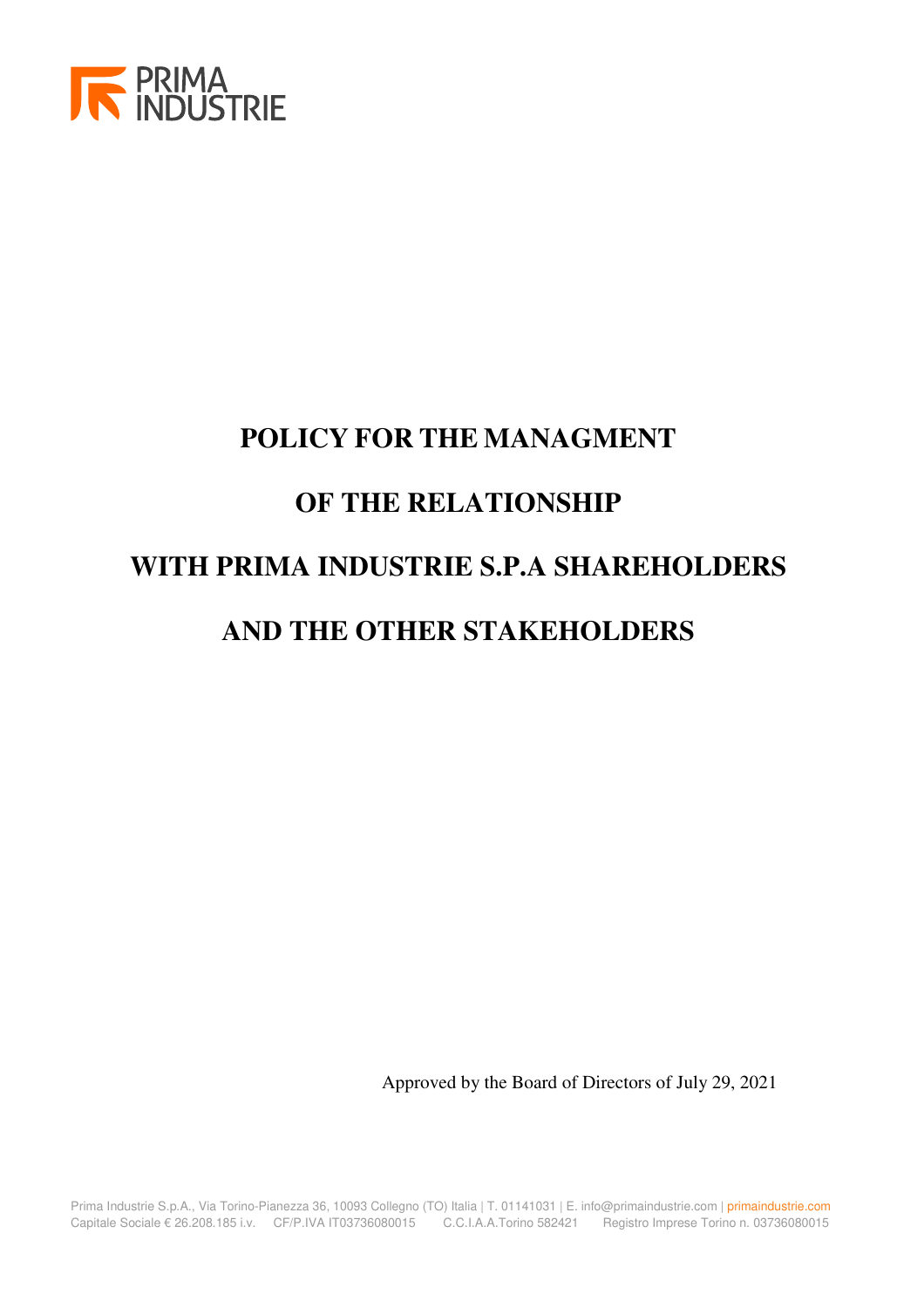# POLICY FOR THE MANAGMENT

# OF THE RELATIONSHIP

# WITH PRIMA INDUSTRIE S.P.A SHAREHOLDERS

# AND THE OTHER STAKEHOLDERS

Approved by the Board of Directors of July 29, 2021

Prima Industrie S.p.A., Via Torino-Pianezza 36, 10093 Collegno (TO) Italia | T. 01141031 | E. info@primaindustrie.com | primaindustrie.com
Capitale Sociale € 26.208.185 i.v. CF/P.IVA IT03736080015 C.C.I.A.A.Torino 582421 Registro Imprese Torino n. 03736080015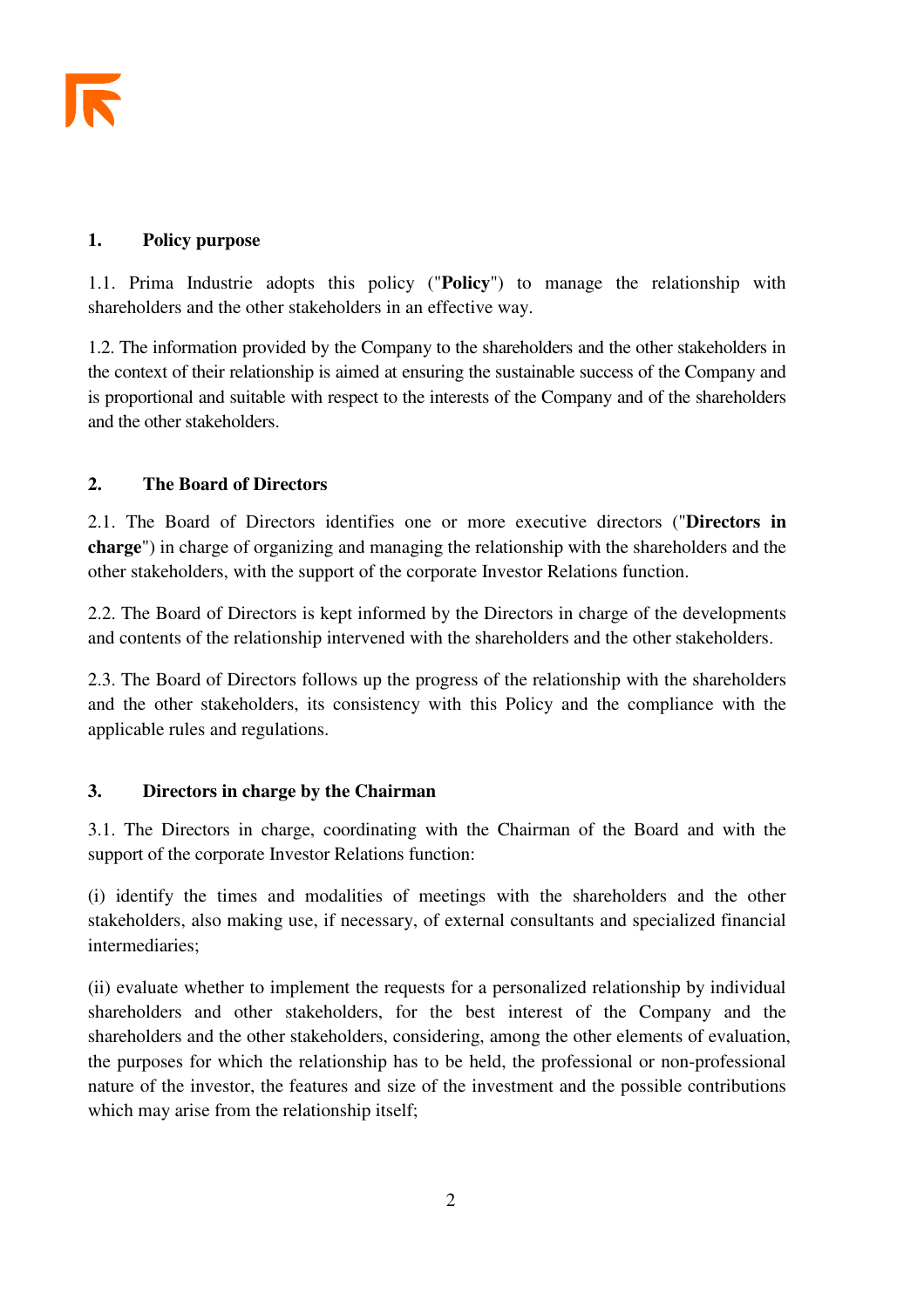## 1. Policy purpose

1.1. Prima Industrie adopts this policy ("**Policy**") to manage the relationship with shareholders and the other stakeholders in an effective way.

1.2. The information provided by the Company to the shareholders and the other stakeholders in the context of their relationship is aimed at ensuring the sustainable success of the Company and is proportional and suitable with respect to the interests of the Company and of the shareholders and the other stakeholders.

## 2. The Board of Directors

2.1. The Board of Directors identifies one or more executive directors ("**Directors in charge**") in charge of organizing and managing the relationship with the shareholders and the other stakeholders, with the support of the corporate Investor Relations function.

2.2. The Board of Directors is kept informed by the Directors in charge of the developments and contents of the relationship intervened with the shareholders and the other stakeholders.

2.3. The Board of Directors follows up the progress of the relationship with the shareholders and the other stakeholders, its consistency with this Policy and the compliance with the applicable rules and regulations.

## 3. Directors in charge by the Chairman

3.1. The Directors in charge, coordinating with the Chairman of the Board and with the support of the corporate Investor Relations function:

(i) identify the times and modalities of meetings with the shareholders and the other stakeholders, also making use, if necessary, of external consultants and specialized financial intermediaries;

(ii) evaluate whether to implement the requests for a personalized relationship by individual shareholders and other stakeholders, for the best interest of the Company and the shareholders and the other stakeholders, considering, among the other elements of evaluation, the purposes for which the relationship has to be held, the professional or non-professional nature of the investor, the features and size of the investment and the possible contributions which may arise from the relationship itself;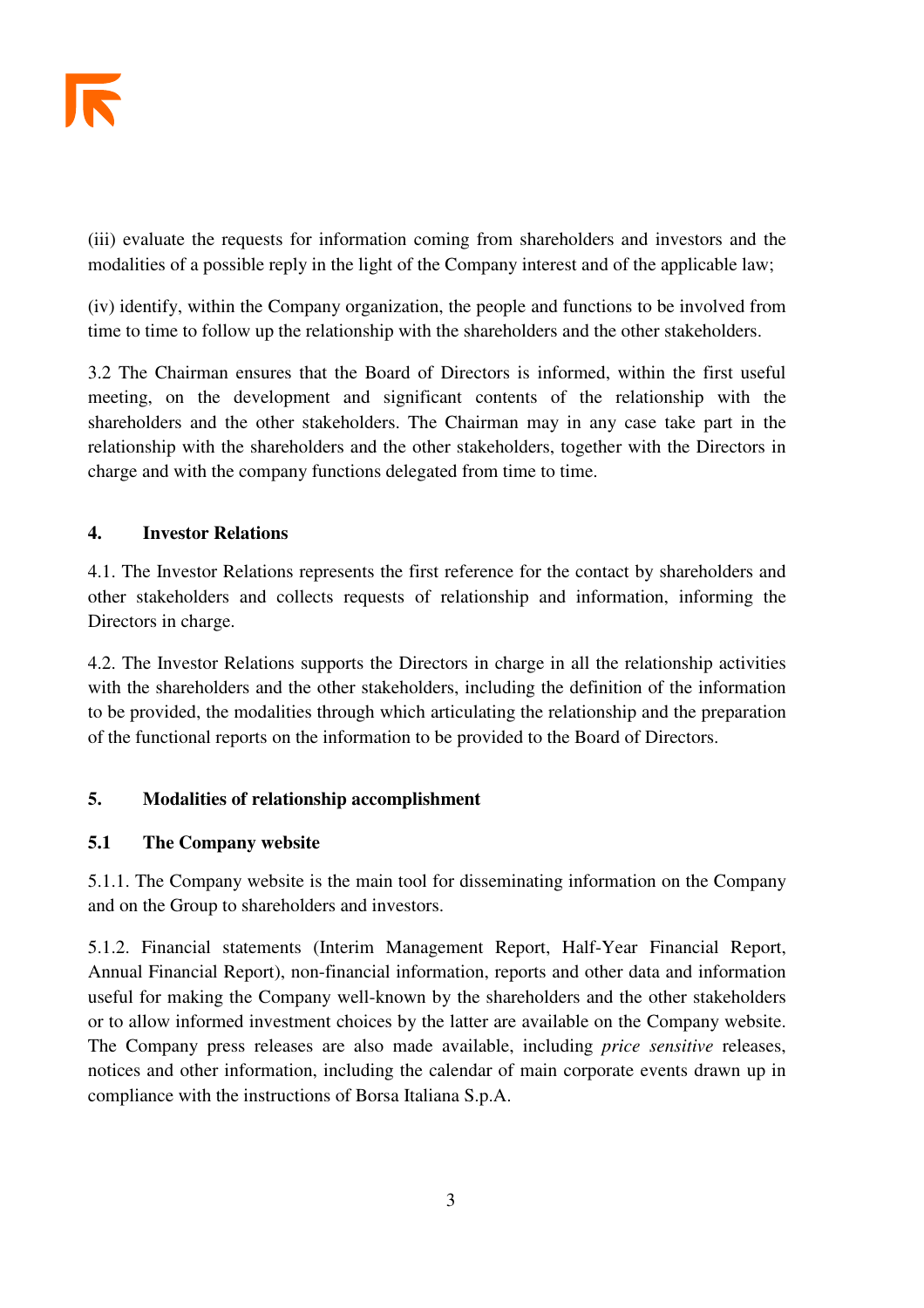(iii) evaluate the requests for information coming from shareholders and investors and the modalities of a possible reply in the light of the Company interest and of the applicable law;

(iv) identify, within the Company organization, the people and functions to be involved from time to time to follow up the relationship with the shareholders and the other stakeholders.

3.2 The Chairman ensures that the Board of Directors is informed, within the first useful meeting, on the development and significant contents of the relationship with the shareholders and the other stakeholders. The Chairman may in any case take part in the relationship with the shareholders and the other stakeholders, together with the Directors in charge and with the company functions delegated from time to time.

## 4. Investor Relations

4.1. The Investor Relations represents the first reference for the contact by shareholders and other stakeholders and collects requests of relationship and information, informing the Directors in charge.

4.2. The Investor Relations supports the Directors in charge in all the relationship activities with the shareholders and the other stakeholders, including the definition of the information to be provided, the modalities through which articulating the relationship and the preparation of the functional reports on the information to be provided to the Board of Directors.

## 5. Modalities of relationship accomplishment

### 5.1 The Company website

5.1.1. The Company website is the main tool for disseminating information on the Company and on the Group to shareholders and investors.

5.1.2. Financial statements (Interim Management Report, Half-Year Financial Report, Annual Financial Report), non-financial information, reports and other data and information useful for making the Company well-known by the shareholders and the other stakeholders or to allow informed investment choices by the latter are available on the Company website. The Company press releases are also made available, including *price sensitive* releases, notices and other information, including the calendar of main corporate events drawn up in compliance with the instructions of Borsa Italiana S.p.A.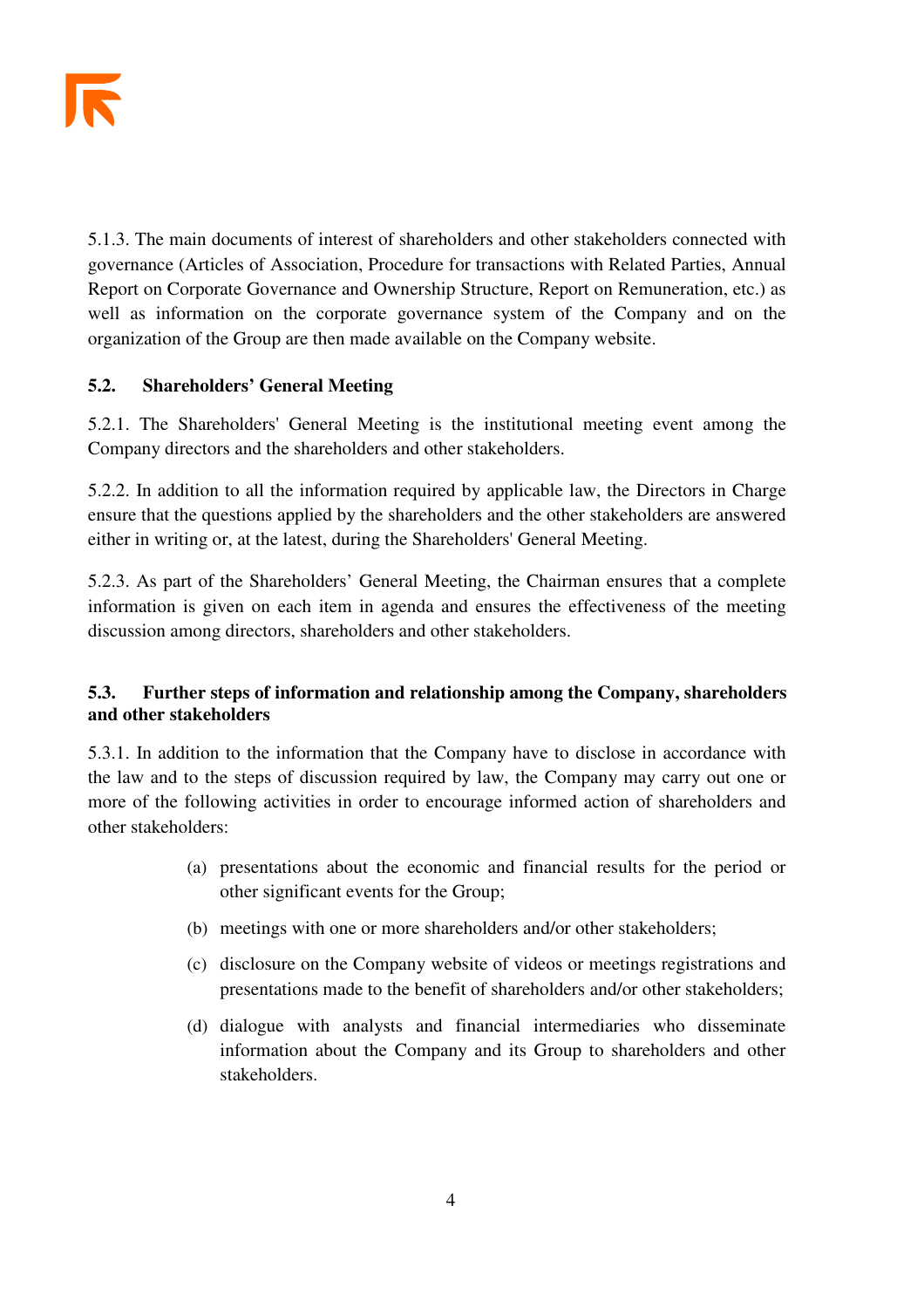5.1.3. The main documents of interest of shareholders and other stakeholders connected with governance (Articles of Association, Procedure for transactions with Related Parties, Annual Report on Corporate Governance and Ownership Structure, Report on Remuneration, etc.) as well as information on the corporate governance system of the Company and on the organization of the Group are then made available on the Company website.

## 5.2. Shareholders' General Meeting

5.2.1. The Shareholders' General Meeting is the institutional meeting event among the Company directors and the shareholders and other stakeholders.

5.2.2. In addition to all the information required by applicable law, the Directors in Charge ensure that the questions applied by the shareholders and the other stakeholders are answered either in writing or, at the latest, during the Shareholders' General Meeting.

5.2.3. As part of the Shareholders' General Meeting, the Chairman ensures that a complete information is given on each item in agenda and ensures the effectiveness of the meeting discussion among directors, shareholders and other stakeholders.

## 5.3. Further steps of information and relationship among the Company, shareholders and other stakeholders

5.3.1. In addition to the information that the Company have to disclose in accordance with the law and to the steps of discussion required by law, the Company may carry out one or more of the following activities in order to encourage informed action of shareholders and other stakeholders:

(a) presentations about the economic and financial results for the period or other significant events for the Group;

(b) meetings with one or more shareholders and/or other stakeholders;

(c) disclosure on the Company website of videos or meetings registrations and presentations made to the benefit of shareholders and/or other stakeholders;

(d) dialogue with analysts and financial intermediaries who disseminate information about the Company and its Group to shareholders and other stakeholders.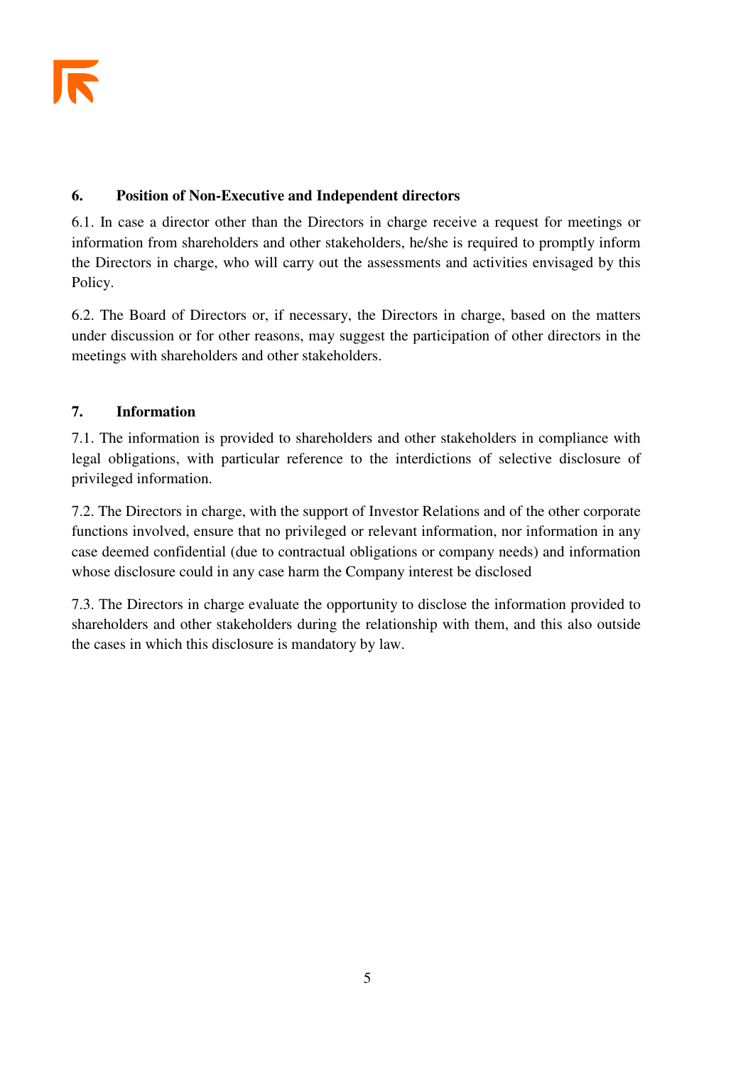## 6. Position of Non-Executive and Independent directors

6.1. In case a director other than the Directors in charge receive a request for meetings or information from shareholders and other stakeholders, he/she is required to promptly inform the Directors in charge, who will carry out the assessments and activities envisaged by this Policy.

6.2. The Board of Directors or, if necessary, the Directors in charge, based on the matters under discussion or for other reasons, may suggest the participation of other directors in the meetings with shareholders and other stakeholders.

## 7. Information

7.1. The information is provided to shareholders and other stakeholders in compliance with legal obligations, with particular reference to the interdictions of selective disclosure of privileged information.

7.2. The Directors in charge, with the support of Investor Relations and of the other corporate functions involved, ensure that no privileged or relevant information, nor information in any case deemed confidential (due to contractual obligations or company needs) and information whose disclosure could in any case harm the Company interest be disclosed

7.3. The Directors in charge evaluate the opportunity to disclose the information provided to shareholders and other stakeholders during the relationship with them, and this also outside the cases in which this disclosure is mandatory by law.